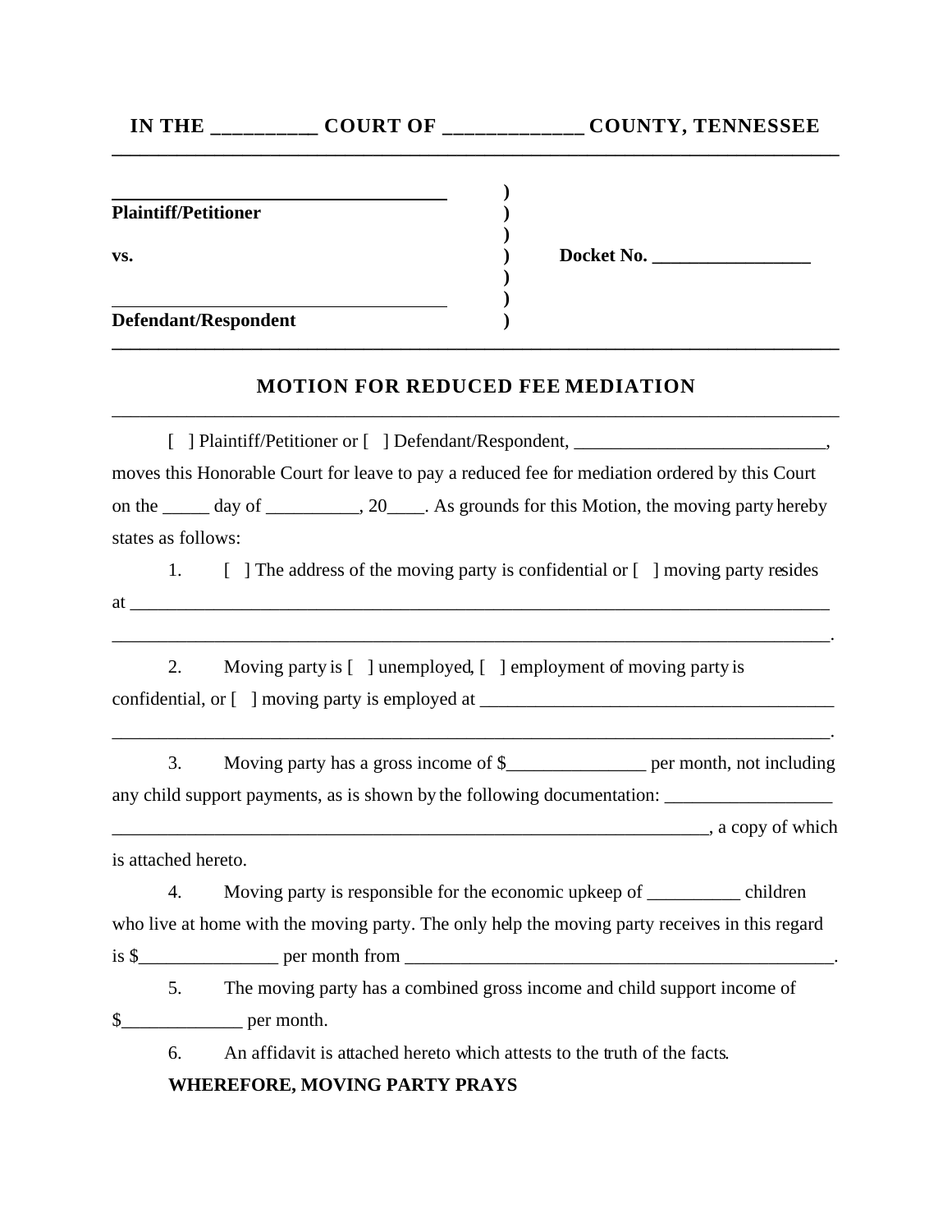**IN THE __________ COURT OF _____________ COUNTY, TENNESSEE**

| | | |
|---|---|---|
| ____________________________________ | ) | |
| **Plaintiff/Petitioner** | ) | |
| | ) | |
| **vs.** | ) | **Docket No. _________________** |
| | ) | |
| ____________________________________ | ) | |
| **Defendant/Respondent** | ) | |

## MOTION FOR REDUCED FEE MEDIATION

[ ] Plaintiff/Petitioner or [ ] Defendant/Respondent, ___________________________, moves this Honorable Court for leave to pay a reduced fee for mediation ordered by this Court on the _____ day of __________, 20____. As grounds for this Motion, the moving party hereby states as follows:

1. [ ] The address of the moving party is confidential or [ ] moving party resides at ______________________________________________________________________________ ______________________________________________________________________________.

2. Moving party is [ ] unemployed, [ ] employment of moving party is confidential, or [ ] moving party is employed at _______________________________________ ______________________________________________________________________________.

3. Moving party has a gross income of $_______________ per month, not including any child support payments, as is shown by the following documentation: __________________ ____________________________________________________________________, a copy of which is attached hereto.

4. Moving party is responsible for the economic upkeep of __________ children who live at home with the moving party. The only help the moving party receives in this regard is $_______________ per month from ________________________________________________.

5. The moving party has a combined gross income and child support income of $_____________ per month.

6. An affidavit is attached hereto which attests to the truth of the facts.

**WHEREFORE, MOVING PARTY PRAYS**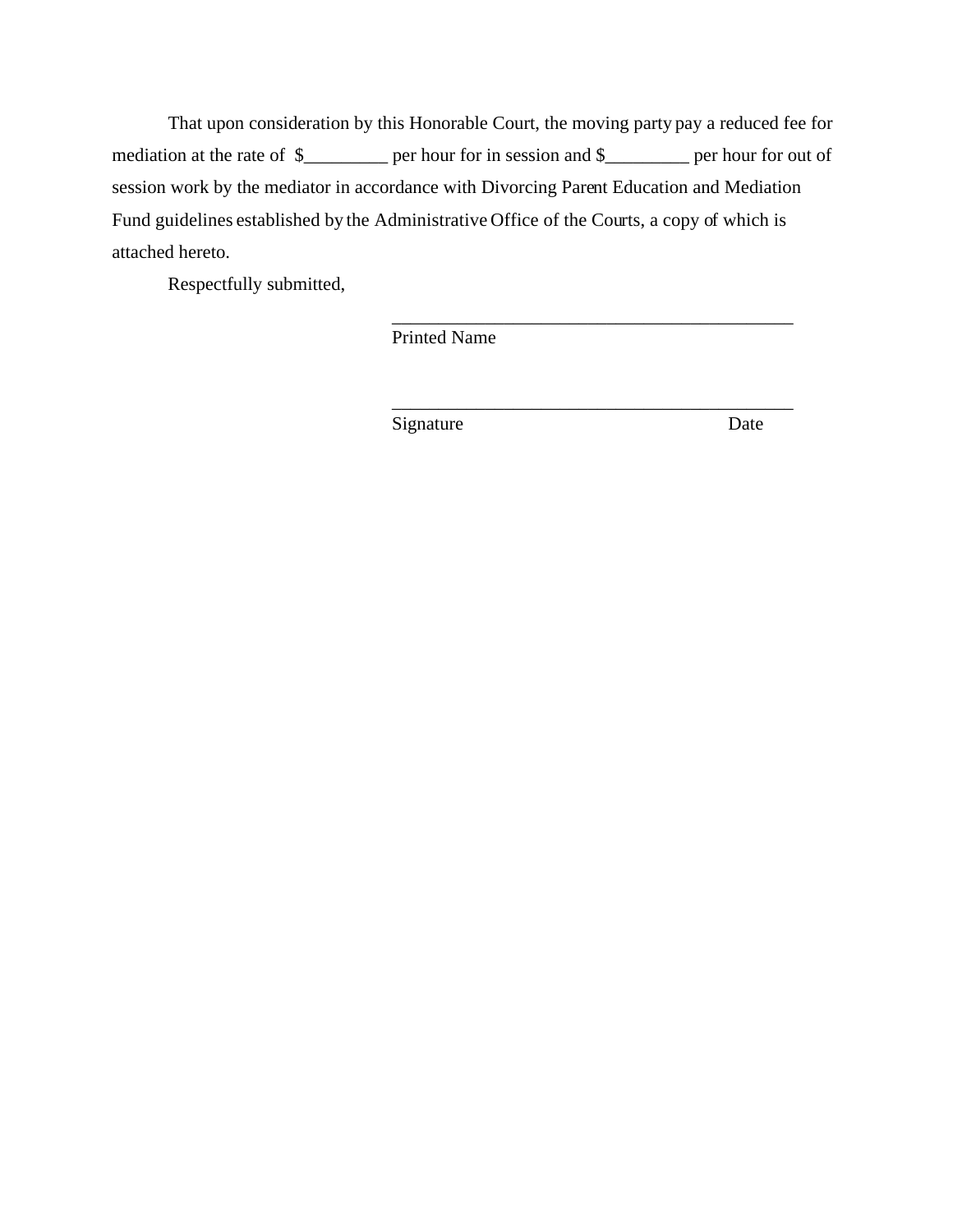That upon consideration by this Honorable Court, the moving party pay a reduced fee for mediation at the rate of $_________ per hour for in session and $_________ per hour for out of session work by the mediator in accordance with Divorcing Parent Education and Mediation Fund guidelines established by the Administrative Office of the Courts, a copy of which is attached hereto.

Respectfully submitted,

_____________________________________________
Printed Name

_____________________________________________
Signature Date